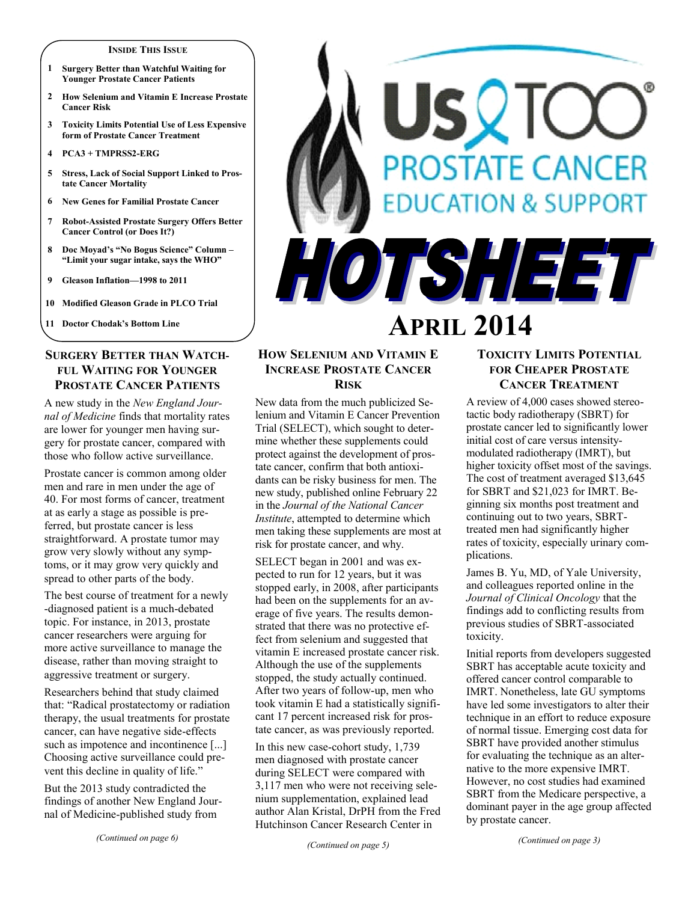**INSIDE THIS ISSUE**

1. Surgery Better than Watchful Waiting for Younger Prostate Cancer Patients
2. How Selenium and Vitamin E Increase Prostate Cancer Risk
3. Toxicity Limits Potential Use of Less Expensive form of Prostate Cancer Treatment
4. PCA3 + TMPRSS2-ERG
5. Stress, Lack of Social Support Linked to Prostate Cancer Mortality
6. New Genes for Familial Prostate Cancer
7. Robot-Assisted Prostate Surgery Offers Better Cancer Control (or Does It?)
8. Doc Moyad's "No Bogus Science" Column – "Limit your sugar intake, says the WHO"
9. Gleason Inflation—1998 to 2011
10. Modified Gleason Grade in PLCO Trial
11. Doctor Chodak's Bottom Line

# Us TOO® PROSTATE CANCER EDUCATION & SUPPORT

# HOTSHEET

## APRIL 2014

## SURGERY BETTER THAN WATCHFUL WAITING FOR YOUNGER PROSTATE CANCER PATIENTS

A new study in the *New England Journal of Medicine* finds that mortality rates are lower for younger men having surgery for prostate cancer, compared with those who follow active surveillance.

Prostate cancer is common among older men and rare in men under the age of 40. For most forms of cancer, treatment at as early a stage as possible is preferred, but prostate cancer is less straightforward. A prostate tumor may grow very slowly without any symptoms, or it may grow very quickly and spread to other parts of the body.

The best course of treatment for a newly-diagnosed patient is a much-debated topic. For instance, in 2013, prostate cancer researchers were arguing for more active surveillance to manage the disease, rather than moving straight to aggressive treatment or surgery.

Researchers behind that study claimed that: "Radical prostatectomy or radiation therapy, the usual treatments for prostate cancer, can have negative side-effects such as impotence and incontinence [...] Choosing active surveillance could prevent this decline in quality of life."

But the 2013 study contradicted the findings of another New England Journal of Medicine-published study from

*(Continued on page 6)*

## HOW SELENIUM AND VITAMIN E INCREASE PROSTATE CANCER RISK

New data from the much publicized Selenium and Vitamin E Cancer Prevention Trial (SELECT), which sought to determine whether these supplements could protect against the development of prostate cancer, confirm that both antioxidants can be risky business for men. The new study, published online February 22 in the *Journal of the National Cancer Institute*, attempted to determine which men taking these supplements are most at risk for prostate cancer, and why.

SELECT began in 2001 and was expected to run for 12 years, but it was stopped early, in 2008, after participants had been on the supplements for an average of five years. The results demonstrated that there was no protective effect from selenium and suggested that vitamin E increased prostate cancer risk. Although the use of the supplements stopped, the study actually continued. After two years of follow-up, men who took vitamin E had a statistically significant 17 percent increased risk for prostate cancer, as was previously reported.

In this new case-cohort study, 1,739 men diagnosed with prostate cancer during SELECT were compared with 3,117 men who were not receiving selenium supplementation, explained lead author Alan Kristal, DrPH from the Fred Hutchinson Cancer Research Center in

*(Continued on page 5)*

## TOXICITY LIMITS POTENTIAL FOR CHEAPER PROSTATE CANCER TREATMENT

A review of 4,000 cases showed stereotactic body radiotherapy (SBRT) for prostate cancer led to significantly lower initial cost of care versus intensity-modulated radiotherapy (IMRT), but higher toxicity offset most of the savings. The cost of treatment averaged $13,645 for SBRT and $21,023 for IMRT. Beginning six months post treatment and continuing out to two years, SBRT-treated men had significantly higher rates of toxicity, especially urinary complications.

James B. Yu, MD, of Yale University, and colleagues reported online in the *Journal of Clinical Oncology* that the findings add to conflicting results from previous studies of SBRT-associated toxicity.

Initial reports from developers suggested SBRT has acceptable acute toxicity and offered cancer control comparable to IMRT. Nonetheless, late GU symptoms have led some investigators to alter their technique in an effort to reduce exposure of normal tissue. Emerging cost data for SBRT have provided another stimulus for evaluating the technique as an alternative to the more expensive IMRT. However, no cost studies had examined SBRT from the Medicare perspective, a dominant payer in the age group affected by prostate cancer.

*(Continued on page 3)*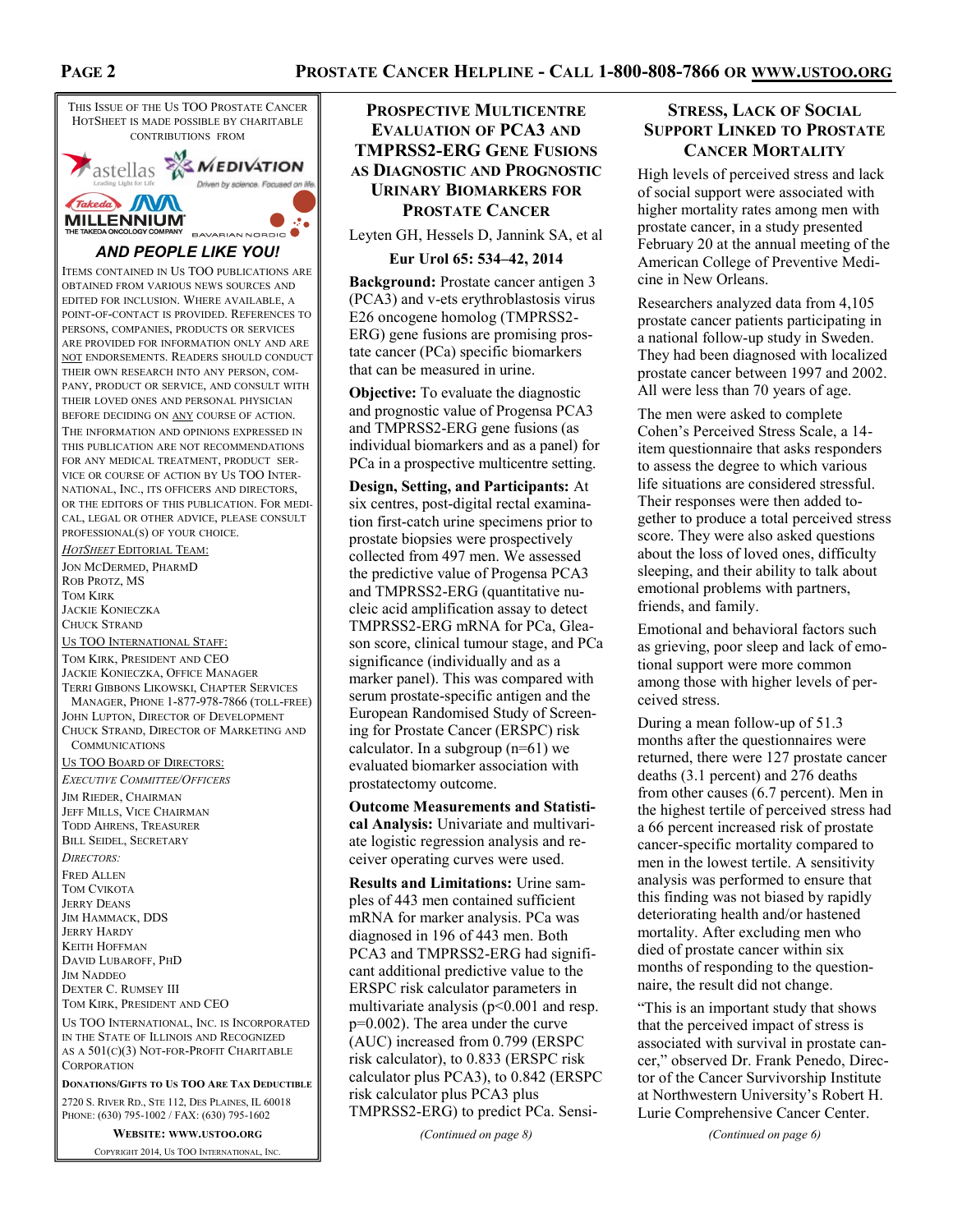This Issue of the Us TOO Prostate Cancer HotSheet is made possible by charitable contributions from

Astellas, Medivation, Takeda Millennium, Bavarian Nordic

***AND PEOPLE LIKE YOU!***

Items contained in Us TOO publications are obtained from various news sources and edited for inclusion. Where available, a point-of-contact is provided. References to persons, companies, products or services are provided for information only and are NOT endorsements. Readers should conduct their own research into any person, company, product or service, and consult with their loved ones and personal physician before deciding on ANY course of action.

The information and opinions expressed in this publication are not recommendations for any medical treatment, product service or course of action by Us TOO International, Inc., its officers and directors, or the editors of this publication. For medical, legal or other advice, please consult professional(s) of your choice.

*HotSheet* Editorial Team:
Jon McDermed, PharmD
Rob Protz, MS
Tom Kirk
Jackie Konieczka
Chuck Strand

Us TOO International Staff:
Tom Kirk, President and CEO
Jackie Konieczka, Office Manager
Terri Gibbons Likowski, Chapter Services Manager, Phone 1-877-978-7866 (toll-free)
John Lupton, Director of Development
Chuck Strand, Director of Marketing and Communications

Us TOO Board of Directors:
*Executive Committee/Officers*
Jim Rieder, Chairman
Jeff Mills, Vice Chairman
Todd Ahrens, Treasurer
Bill Seidel, Secretary

*Directors:*
Fred Allen
Tom Cvikota
Jerry Deans
Jim Hammack, DDS
Jerry Hardy
Keith Hoffman
David Lubaroff, PhD
Jim Naddeo
Dexter C. Rumsey III
Tom Kirk, President and CEO

Us TOO International, Inc. is incorporated in the State of Illinois and recognized as a 501(c)(3) not-for-profit charitable corporation

**Donations/Gifts to Us TOO Are Tax Deductible**

2720 S. River Rd., Ste 112, Des Plaines, IL 60018
Phone: (630) 795-1002 / Fax: (630) 795-1602

**Website: www.ustoo.org**

Copyright 2014, Us TOO International, Inc.

## Prospective Multicentre Evaluation of PCA3 and TMPRSS2-ERG Gene Fusions as Diagnostic and Prognostic Urinary Biomarkers for Prostate Cancer

Leyten GH, Hessels D, Jannink SA, et al

**Eur Urol 65: 534–42, 2014**

**Background:** Prostate cancer antigen 3 (PCA3) and v-ets erythroblastosis virus E26 oncogene homolog (TMPRSS2-ERG) gene fusions are promising prostate cancer (PCa) specific biomarkers that can be measured in urine.

**Objective:** To evaluate the diagnostic and prognostic value of Progensa PCA3 and TMPRSS2-ERG gene fusions (as individual biomarkers and as a panel) for PCa in a prospective multicentre setting.

**Design, Setting, and Participants:** At six centres, post-digital rectal examination first-catch urine specimens prior to prostate biopsies were prospectively collected from 497 men. We assessed the predictive value of Progensa PCA3 and TMPRSS2-ERG (quantitative nucleic acid amplification assay to detect TMPRSS2-ERG mRNA for PCa, Gleason score, clinical tumour stage, and PCa significance (individually and as a marker panel). This was compared with serum prostate-specific antigen and the European Randomised Study of Screening for Prostate Cancer (ERSPC) risk calculator. In a subgroup (n=61) we evaluated biomarker association with prostatectomy outcome.

**Outcome Measurements and Statistical Analysis:** Univariate and multivariate logistic regression analysis and receiver operating curves were used.

**Results and Limitations:** Urine samples of 443 men contained sufficient mRNA for marker analysis. PCa was diagnosed in 196 of 443 men. Both PCA3 and TMPRSS2-ERG had significant additional predictive value to the ERSPC risk calculator parameters in multivariate analysis ($p<0.001$ and resp. $p=0.002$). The area under the curve (AUC) increased from 0.799 (ERSPC risk calculator), to 0.833 (ERSPC risk calculator plus PCA3), to 0.842 (ERSPC risk calculator plus PCA3 plus TMPRSS2-ERG) to predict PCa. Sensi-

*(Continued on page 8)*

## Stress, Lack of Social Support Linked to Prostate Cancer Mortality

High levels of perceived stress and lack of social support were associated with higher mortality rates among men with prostate cancer, in a study presented February 20 at the annual meeting of the American College of Preventive Medicine in New Orleans.

Researchers analyzed data from 4,105 prostate cancer patients participating in a national follow-up study in Sweden. They had been diagnosed with localized prostate cancer between 1997 and 2002. All were less than 70 years of age.

The men were asked to complete Cohen's Perceived Stress Scale, a 14-item questionnaire that asks responders to assess the degree to which various life situations are considered stressful. Their responses were then added together to produce a total perceived stress score. They were also asked questions about the loss of loved ones, difficulty sleeping, and their ability to talk about emotional problems with partners, friends, and family.

Emotional and behavioral factors such as grieving, poor sleep and lack of emotional support were more common among those with higher levels of perceived stress.

During a mean follow-up of 51.3 months after the questionnaires were returned, there were 127 prostate cancer deaths (3.1 percent) and 276 deaths from other causes (6.7 percent). Men in the highest tertile of perceived stress had a 66 percent increased risk of prostate cancer-specific mortality compared to men in the lowest tertile. A sensitivity analysis was performed to ensure that this finding was not biased by rapidly deteriorating health and/or hastened mortality. After excluding men who died of prostate cancer within six months of responding to the questionnaire, the result did not change.

"This is an important study that shows that the perceived impact of stress is associated with survival in prostate cancer," observed Dr. Frank Penedo, Director of the Cancer Survivorship Institute at Northwestern University's Robert H. Lurie Comprehensive Cancer Center.

*(Continued on page 6)*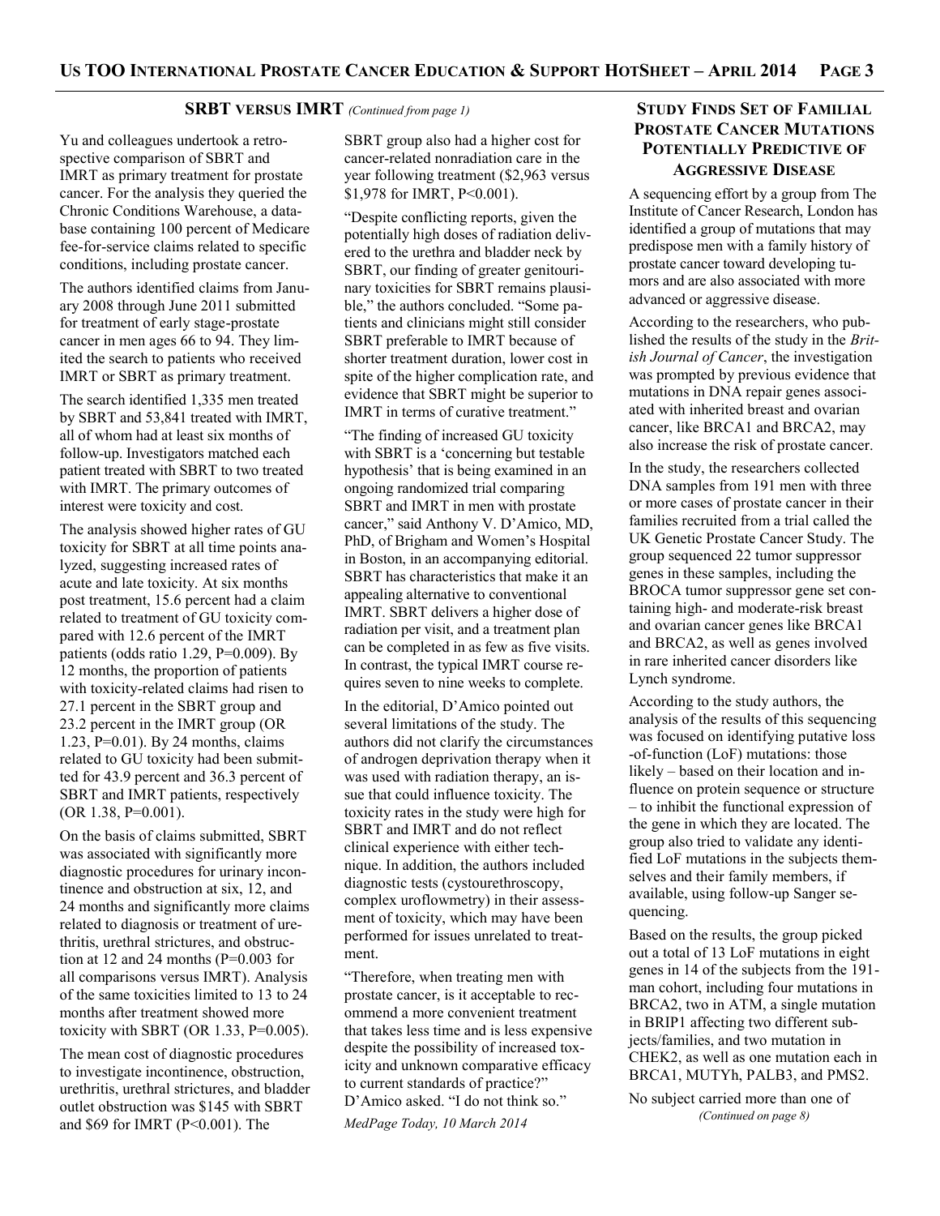## SRBT VERSUS IMRT *(Continued from page 1)*

Yu and colleagues undertook a retrospective comparison of SBRT and IMRT as primary treatment for prostate cancer. For the analysis they queried the Chronic Conditions Warehouse, a database containing 100 percent of Medicare fee-for-service claims related to specific conditions, including prostate cancer.

The authors identified claims from January 2008 through June 2011 submitted for treatment of early stage-prostate cancer in men ages 66 to 94. They limited the search to patients who received IMRT or SBRT as primary treatment.

The search identified 1,335 men treated by SBRT and 53,841 treated with IMRT, all of whom had at least six months of follow-up. Investigators matched each patient treated with SBRT to two treated with IMRT. The primary outcomes of interest were toxicity and cost.

The analysis showed higher rates of GU toxicity for SBRT at all time points analyzed, suggesting increased rates of acute and late toxicity. At six months post treatment, 15.6 percent had a claim related to treatment of GU toxicity compared with 12.6 percent of the IMRT patients (odds ratio 1.29, P=0.009). By 12 months, the proportion of patients with toxicity-related claims had risen to 27.1 percent in the SBRT group and 23.2 percent in the IMRT group (OR 1.23, P=0.01). By 24 months, claims related to GU toxicity had been submitted for 43.9 percent and 36.3 percent of SBRT and IMRT patients, respectively (OR 1.38, P=0.001).

On the basis of claims submitted, SBRT was associated with significantly more diagnostic procedures for urinary incontinence and obstruction at six, 12, and 24 months and significantly more claims related to diagnosis or treatment of urethritis, urethral strictures, and obstruction at 12 and 24 months (P=0.003 for all comparisons versus IMRT). Analysis of the same toxicities limited to 13 to 24 months after treatment showed more toxicity with SBRT (OR 1.33, P=0.005).

The mean cost of diagnostic procedures to investigate incontinence, obstruction, urethritis, urethral strictures, and bladder outlet obstruction was $145 with SBRT and $69 for IMRT (P<0.001). The SBRT group also had a higher cost for cancer-related nonradiation care in the year following treatment ($2,963 versus $1,978 for IMRT, P<0.001).

"Despite conflicting reports, given the potentially high doses of radiation delivered to the urethra and bladder neck by SBRT, our finding of greater genitourinary toxicities for SBRT remains plausible," the authors concluded. "Some patients and clinicians might still consider SBRT preferable to IMRT because of shorter treatment duration, lower cost in spite of the higher complication rate, and evidence that SBRT might be superior to IMRT in terms of curative treatment."

"The finding of increased GU toxicity with SBRT is a 'concerning but testable hypothesis' that is being examined in an ongoing randomized trial comparing SBRT and IMRT in men with prostate cancer," said Anthony V. D'Amico, MD, PhD, of Brigham and Women's Hospital in Boston, in an accompanying editorial. SBRT has characteristics that make it an appealing alternative to conventional IMRT. SBRT delivers a higher dose of radiation per visit, and a treatment plan can be completed in as few as five visits. In contrast, the typical IMRT course requires seven to nine weeks to complete.

In the editorial, D'Amico pointed out several limitations of the study. The authors did not clarify the circumstances of androgen deprivation therapy when it was used with radiation therapy, an issue that could influence toxicity. The toxicity rates in the study were high for SBRT and IMRT and do not reflect clinical experience with either technique. In addition, the authors included diagnostic tests (cystourethroscopy, complex uroflowmetry) in their assessment of toxicity, which may have been performed for issues unrelated to treatment.

"Therefore, when treating men with prostate cancer, is it acceptable to recommend a more convenient treatment that takes less time and is less expensive despite the possibility of increased toxicity and unknown comparative efficacy to current standards of practice?" D'Amico asked. "I do not think so."

*MedPage Today, 10 March 2014*

## STUDY FINDS SET OF FAMILIAL PROSTATE CANCER MUTATIONS POTENTIALLY PREDICTIVE OF AGGRESSIVE DISEASE

A sequencing effort by a group from The Institute of Cancer Research, London has identified a group of mutations that may predispose men with a family history of prostate cancer toward developing tumors and are also associated with more advanced or aggressive disease.

According to the researchers, who published the results of the study in the *British Journal of Cancer*, the investigation was prompted by previous evidence that mutations in DNA repair genes associated with inherited breast and ovarian cancer, like BRCA1 and BRCA2, may also increase the risk of prostate cancer.

In the study, the researchers collected DNA samples from 191 men with three or more cases of prostate cancer in their families recruited from a trial called the UK Genetic Prostate Cancer Study. The group sequenced 22 tumor suppressor genes in these samples, including the BROCA tumor suppressor gene set containing high- and moderate-risk breast and ovarian cancer genes like BRCA1 and BRCA2, as well as genes involved in rare inherited cancer disorders like Lynch syndrome.

According to the study authors, the analysis of the results of this sequencing was focused on identifying putative loss-of-function (LoF) mutations: those likely – based on their location and influence on protein sequence or structure – to inhibit the functional expression of the gene in which they are located. The group also tried to validate any identified LoF mutations in the subjects themselves and their family members, if available, using follow-up Sanger sequencing.

Based on the results, the group picked out a total of 13 LoF mutations in eight genes in 14 of the subjects from the 191-man cohort, including four mutations in BRCA2, two in ATM, a single mutation in BRIP1 affecting two different subjects/families, and two mutation in CHEK2, as well as one mutation each in BRCA1, MUTYh, PALB3, and PMS2.

No subject carried more than one of *(Continued on page 8)*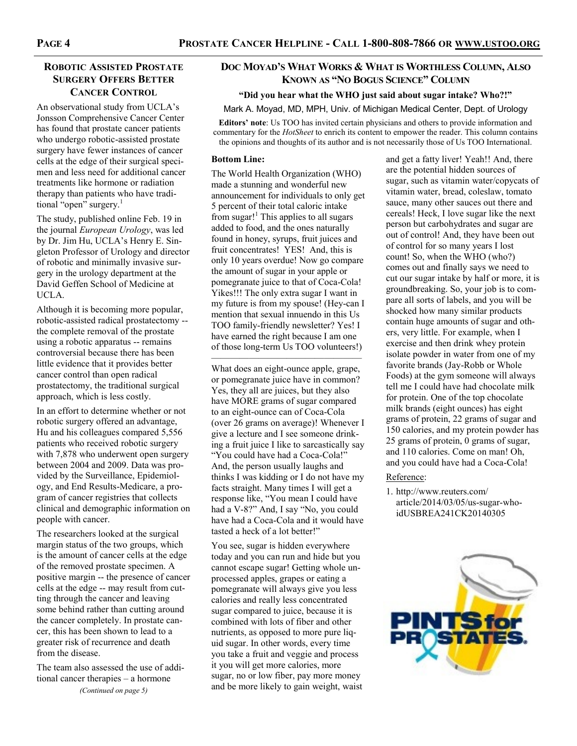## Robotic Assisted Prostate Surgery Offers Better Cancer Control

An observational study from UCLA's Jonsson Comprehensive Cancer Center has found that prostate cancer patients who undergo robotic-assisted prostate surgery have fewer instances of cancer cells at the edge of their surgical specimen and less need for additional cancer treatments like hormone or radiation therapy than patients who have traditional "open" surgery.[1]

The study, published online Feb. 19 in the journal *European Urology*, was led by Dr. Jim Hu, UCLA's Henry E. Singleton Professor of Urology and director of robotic and minimally invasive surgery in the urology department at the David Geffen School of Medicine at UCLA.

Although it is becoming more popular, robotic-assisted radical prostatectomy -- the complete removal of the prostate using a robotic apparatus -- remains controversial because there has been little evidence that it provides better cancer control than open radical prostatectomy, the traditional surgical approach, which is less costly.

In an effort to determine whether or not robotic surgery offered an advantage, Hu and his colleagues compared 5,556 patients who received robotic surgery with 7,878 who underwent open surgery between 2004 and 2009. Data was provided by the Surveillance, Epidemiology, and End Results-Medicare, a program of cancer registries that collects clinical and demographic information on people with cancer.

The researchers looked at the surgical margin status of the two groups, which is the amount of cancer cells at the edge of the removed prostate specimen. A positive margin -- the presence of cancer cells at the edge -- may result from cutting through the cancer and leaving some behind rather than cutting around the cancer completely. In prostate cancer, this has been shown to lead to a greater risk of recurrence and death from the disease.

The team also assessed the use of additional cancer therapies – a hormone

*(Continued on page 5)*

## Doc Moyad's What Works & What is Worthless Column, Also Known as "No Bogus Science" Column

**"Did you hear what the WHO just said about sugar intake? Who?!"**

Mark A. Moyad, MD, MPH, Univ. of Michigan Medical Center, Dept. of Urology

**Editors' note**: Us TOO has invited certain physicians and others to provide information and commentary for the *HotSheet* to enrich its content to empower the reader. This column contains the opinions and thoughts of its author and is not necessarily those of Us TOO International.

**Bottom Line:**

The World Health Organization (WHO) made a stunning and wonderful new announcement for individuals to only get 5 percent of their total caloric intake from sugar![1] This applies to all sugars added to food, and the ones naturally found in honey, syrups, fruit juices and fruit concentrates! YES! And, this is only 10 years overdue! Now go compare the amount of sugar in your apple or pomegranate juice to that of Coca-Cola! Yikes!!! The only extra sugar I want in my future is from my spouse! (Hey-can I mention that sexual innuendo in this Us TOO family-friendly newsletter? Yes! I have earned the right because I am one of those long-term Us TOO volunteers!)

---

What does an eight-ounce apple, grape, or pomegranate juice have in common? Yes, they all are juices, but they also have MORE grams of sugar compared to an eight-ounce can of Coca-Cola (over 26 grams on average)! Whenever I give a lecture and I see someone drinking a fruit juice I like to sarcastically say "You could have had a Coca-Cola!" And, the person usually laughs and thinks I was kidding or I do not have my facts straight. Many times I will get a response like, "You mean I could have had a V-8?" And, I say "No, you could have had a Coca-Cola and it would have tasted a heck of a lot better!"

You see, sugar is hidden everywhere today and you can run and hide but you cannot escape sugar! Getting whole unprocessed apples, grapes or eating a pomegranate will always give you less calories and really less concentrated sugar compared to juice, because it is combined with lots of fiber and other nutrients, as opposed to more pure liquid sugar. In other words, every time you take a fruit and veggie and process it you will get more calories, more sugar, no or low fiber, pay more money and be more likely to gain weight, waist and get a fatty liver! Yeah!! And, there are the potential hidden sources of sugar, such as vitamin water/copycats of vitamin water, bread, coleslaw, tomato sauce, many other sauces out there and cereals! Heck, I love sugar like the next person but carbohydrates and sugar are out of control! And, they have been out of control for so many years I lost count! So, when the WHO (who?) comes out and finally says we need to cut our sugar intake by half or more, it is groundbreaking. So, your job is to compare all sorts of labels, and you will be shocked how many similar products contain huge amounts of sugar and others, very little. For example, when I exercise and then drink whey protein isolate powder in water from one of my favorite brands (Jay-Robb or Whole Foods) at the gym someone will always tell me I could have had chocolate milk for protein. One of the top chocolate milk brands (eight ounces) has eight grams of protein, 22 grams of sugar and 150 calories, and my protein powder has 25 grams of protein, 0 grams of sugar, and 110 calories. Come on man! Oh, and you could have had a Coca-Cola!

Reference:

1. http://www.reuters.com/article/2014/03/05/us-sugar-who-idUSBREA241CK20140305

PINTS for PROSTATES.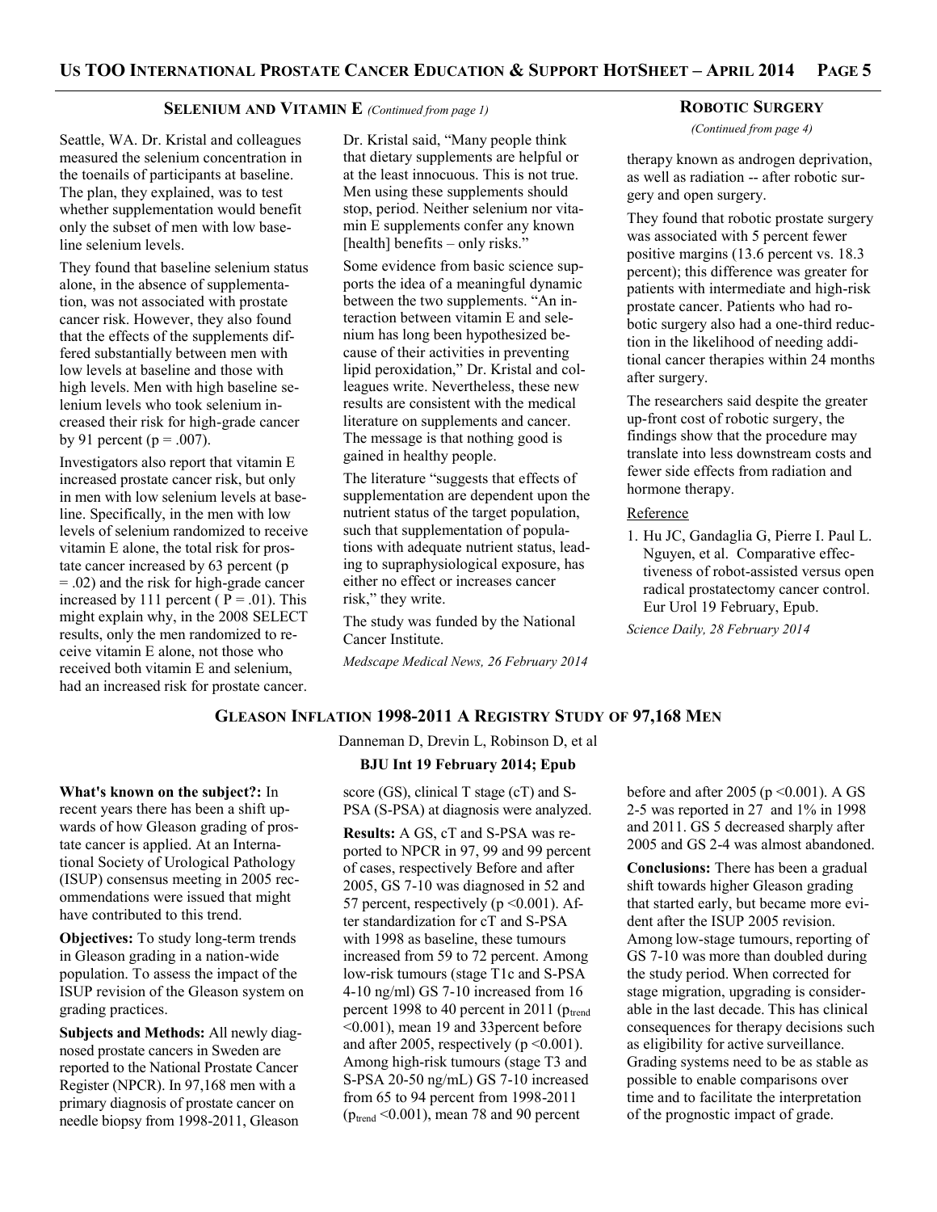## SELENIUM AND VITAMIN E *(Continued from page 1)*

Seattle, WA. Dr. Kristal and colleagues measured the selenium concentration in the toenails of participants at baseline. The plan, they explained, was to test whether supplementation would benefit only the subset of men with low baseline selenium levels.

They found that baseline selenium status alone, in the absence of supplementation, was not associated with prostate cancer risk. However, they also found that the effects of the supplements differed substantially between men with low levels at baseline and those with high levels. Men with high baseline selenium levels who took selenium increased their risk for high-grade cancer by 91 percent ($p = .007$).

Investigators also report that vitamin E increased prostate cancer risk, but only in men with low selenium levels at baseline. Specifically, in the men with low levels of selenium randomized to receive vitamin E alone, the total risk for prostate cancer increased by 63 percent ($p = .02$) and the risk for high-grade cancer increased by 111 percent ( $P = .01$). This might explain why, in the 2008 SELECT results, only the men randomized to receive vitamin E alone, not those who received both vitamin E and selenium, had an increased risk for prostate cancer.

Dr. Kristal said, "Many people think that dietary supplements are helpful or at the least innocuous. This is not true. Men using these supplements should stop, period. Neither selenium nor vitamin E supplements confer any known [health] benefits – only risks."

Some evidence from basic science supports the idea of a meaningful dynamic between the two supplements. "An interaction between vitamin E and selenium has long been hypothesized because of their activities in preventing lipid peroxidation," Dr. Kristal and colleagues write. Nevertheless, these new results are consistent with the medical literature on supplements and cancer. The message is that nothing good is gained in healthy people.

The literature "suggests that effects of supplementation are dependent upon the nutrient status of the target population, such that supplementation of populations with adequate nutrient status, leading to supraphysiological exposure, has either no effect or increases cancer risk," they write.

The study was funded by the National Cancer Institute.

*Medscape Medical News, 26 February 2014*

## ROBOTIC SURGERY

*(Continued from page 4)*

therapy known as androgen deprivation, as well as radiation -- after robotic surgery and open surgery.

They found that robotic prostate surgery was associated with 5 percent fewer positive margins (13.6 percent vs. 18.3 percent); this difference was greater for patients with intermediate and high-risk prostate cancer. Patients who had robotic surgery also had a one-third reduction in the likelihood of needing additional cancer therapies within 24 months after surgery.

The researchers said despite the greater up-front cost of robotic surgery, the findings show that the procedure may translate into less downstream costs and fewer side effects from radiation and hormone therapy.

Reference

1. Hu JC, Gandaglia G, Pierre I. Paul L. Nguyen, et al. Comparative effectiveness of robot-assisted versus open radical prostatectomy cancer control. Eur Urol 19 February, Epub.

*Science Daily, 28 February 2014*

## GLEASON INFLATION 1998-2011 A REGISTRY STUDY OF 97,168 MEN

Danneman D, Drevin L, Robinson D, et al

**BJU Int 19 February 2014; Epub**

**What's known on the subject?:** In recent years there has been a shift upwards of how Gleason grading of prostate cancer is applied. At an International Society of Urological Pathology (ISUP) consensus meeting in 2005 recommendations were issued that might have contributed to this trend.

**Objectives:** To study long-term trends in Gleason grading in a nation-wide population. To assess the impact of the ISUP revision of the Gleason system on grading practices.

**Subjects and Methods:** All newly diagnosed prostate cancers in Sweden are reported to the National Prostate Cancer Register (NPCR). In 97,168 men with a primary diagnosis of prostate cancer on needle biopsy from 1998-2011, Gleason score (GS), clinical T stage (cT) and S-PSA (S-PSA) at diagnosis were analyzed.

**Results:** A GS, cT and S-PSA was reported to NPCR in 97, 99 and 99 percent of cases, respectively Before and after 2005, GS 7-10 was diagnosed in 52 and 57 percent, respectively ($p < 0.001$). After standardization for cT and S-PSA with 1998 as baseline, these tumours increased from 59 to 72 percent. Among low-risk tumours (stage T1c and S-PSA 4-10 ng/ml) GS 7-10 increased from 16 percent 1998 to 40 percent in 2011 ($p_{trend} < 0.001$), mean 19 and 33percent before and after 2005, respectively ($p < 0.001$). Among high-risk tumours (stage T3 and S-PSA 20-50 ng/mL) GS 7-10 increased from 65 to 94 percent from 1998-2011 ($p_{trend} < 0.001$), mean 78 and 90 percent before and after 2005 ($p < 0.001$). A GS 2-5 was reported in 27 and 1% in 1998 and 2011. GS 5 decreased sharply after 2005 and GS 2-4 was almost abandoned.

**Conclusions:** There has been a gradual shift towards higher Gleason grading that started early, but became more evident after the ISUP 2005 revision. Among low-stage tumours, reporting of GS 7-10 was more than doubled during the study period. When corrected for stage migration, upgrading is considerable in the last decade. This has clinical consequences for therapy decisions such as eligibility for active surveillance. Grading systems need to be as stable as possible to enable comparisons over time and to facilitate the interpretation of the prognostic impact of grade.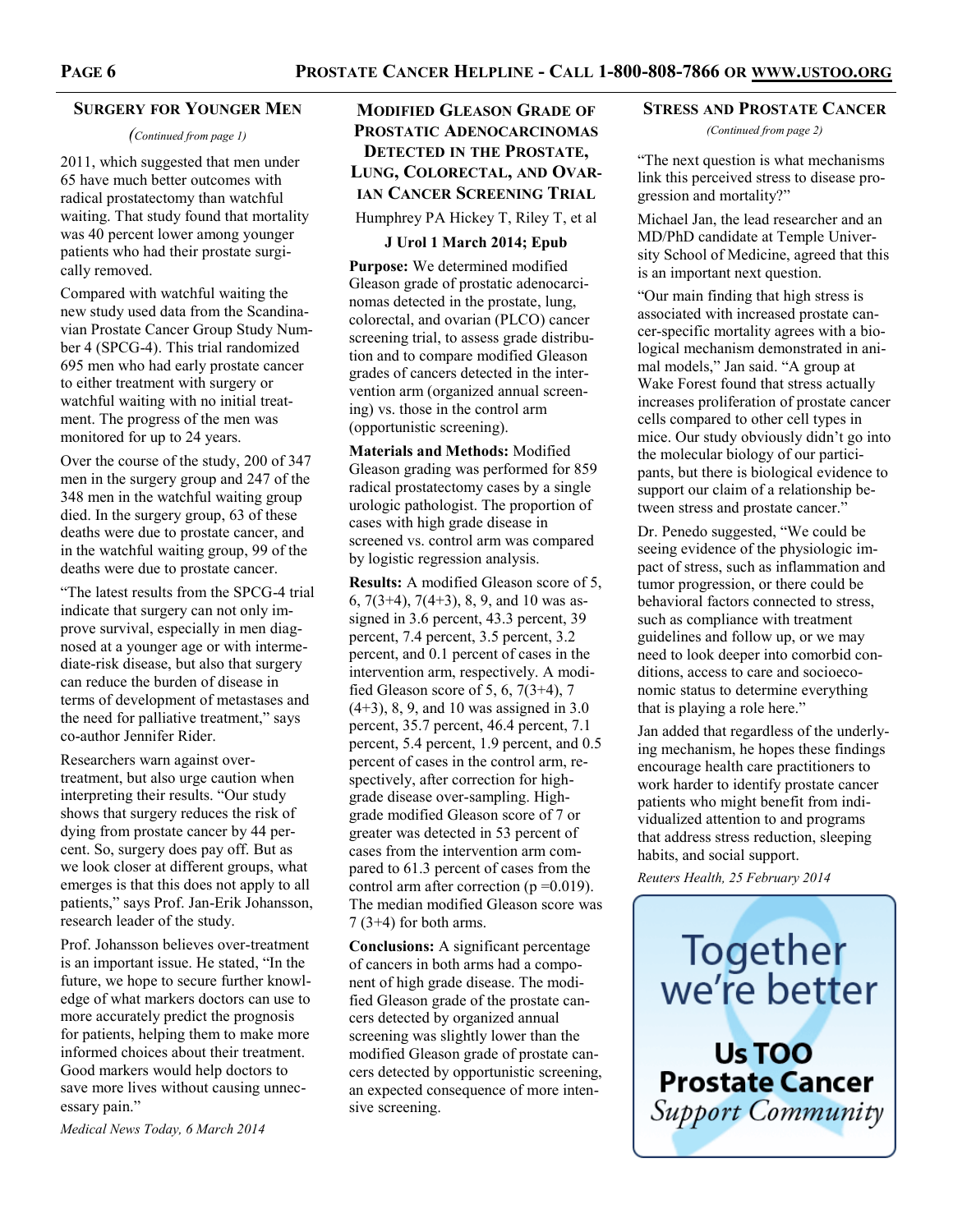## Surgery for Younger Men

*(Continued from page 1)*

2011, which suggested that men under 65 have much better outcomes with radical prostatectomy than watchful waiting. That study found that mortality was 40 percent lower among younger patients who had their prostate surgically removed.

Compared with watchful waiting the new study used data from the Scandinavian Prostate Cancer Group Study Number 4 (SPCG-4). This trial randomized 695 men who had early prostate cancer to either treatment with surgery or watchful waiting with no initial treatment. The progress of the men was monitored for up to 24 years.

Over the course of the study, 200 of 347 men in the surgery group and 247 of the 348 men in the watchful waiting group died. In the surgery group, 63 of these deaths were due to prostate cancer, and in the watchful waiting group, 99 of the deaths were due to prostate cancer.

"The latest results from the SPCG-4 trial indicate that surgery can not only improve survival, especially in men diagnosed at a younger age or with intermediate-risk disease, but also that surgery can reduce the burden of disease in terms of development of metastases and the need for palliative treatment," says co-author Jennifer Rider.

Researchers warn against over-treatment, but also urge caution when interpreting their results. "Our study shows that surgery reduces the risk of dying from prostate cancer by 44 percent. So, surgery does pay off. But as we look closer at different groups, what emerges is that this does not apply to all patients," says Prof. Jan-Erik Johansson, research leader of the study.

Prof. Johansson believes over-treatment is an important issue. He stated, "In the future, we hope to secure further knowledge of what markers doctors can use to more accurately predict the prognosis for patients, helping them to make more informed choices about their treatment. Good markers would help doctors to save more lives without causing unnecessary pain."

*Medical News Today, 6 March 2014*

## Modified Gleason Grade of Prostatic Adenocarcinomas Detected in the Prostate, Lung, Colorectal, and Ovarian Cancer Screening Trial

Humphrey PA Hickey T, Riley T, et al

**J Urol 1 March 2014; Epub**

**Purpose:** We determined modified Gleason grade of prostatic adenocarcinomas detected in the prostate, lung, colorectal, and ovarian (PLCO) cancer screening trial, to assess grade distribution and to compare modified Gleason grades of cancers detected in the intervention arm (organized annual screening) vs. those in the control arm (opportunistic screening).

**Materials and Methods:** Modified Gleason grading was performed for 859 radical prostatectomy cases by a single urologic pathologist. The proportion of cases with high grade disease in screened vs. control arm was compared by logistic regression analysis.

**Results:** A modified Gleason score of 5, 6, 7(3+4), 7(4+3), 8, 9, and 10 was assigned in 3.6 percent, 43.3 percent, 39 percent, 7.4 percent, 3.5 percent, 3.2 percent, and 0.1 percent of cases in the intervention arm, respectively. A modified Gleason score of 5, 6, 7(3+4), 7 (4+3), 8, 9, and 10 was assigned in 3.0 percent, 35.7 percent, 46.4 percent, 7.1 percent, 5.4 percent, 1.9 percent, and 0.5 percent of cases in the control arm, respectively, after correction for high-grade disease over-sampling. High-grade modified Gleason score of 7 or greater was detected in 53 percent of cases from the intervention arm compared to 61.3 percent of cases from the control arm after correction ($p = 0.019$). The median modified Gleason score was 7 (3+4) for both arms.

**Conclusions:** A significant percentage of cancers in both arms had a component of high grade disease. The modified Gleason grade of the prostate cancers detected by organized annual screening was slightly lower than the modified Gleason grade of prostate cancers detected by opportunistic screening, an expected consequence of more intensive screening.

## Stress and Prostate Cancer

*(Continued from page 2)*

"The next question is what mechanisms link this perceived stress to disease progression and mortality?"

Michael Jan, the lead researcher and an MD/PhD candidate at Temple University School of Medicine, agreed that this is an important next question.

"Our main finding that high stress is associated with increased prostate cancer-specific mortality agrees with a biological mechanism demonstrated in animal models," Jan said. "A group at Wake Forest found that stress actually increases proliferation of prostate cancer cells compared to other cell types in mice. Our study obviously didn't go into the molecular biology of our participants, but there is biological evidence to support our claim of a relationship between stress and prostate cancer."

Dr. Penedo suggested, "We could be seeing evidence of the physiologic impact of stress, such as inflammation and tumor progression, or there could be behavioral factors connected to stress, such as compliance with treatment guidelines and follow up, or we may need to look deeper into comorbid conditions, access to care and socioeconomic status to determine everything that is playing a role here."

Jan added that regardless of the underlying mechanism, he hopes these findings encourage health care practitioners to work harder to identify prostate cancer patients who might benefit from individualized attention to and programs that address stress reduction, sleeping habits, and social support.

*Reuters Health, 25 February 2014*

Together we're better

**Us TOO Prostate Cancer** *Support Community*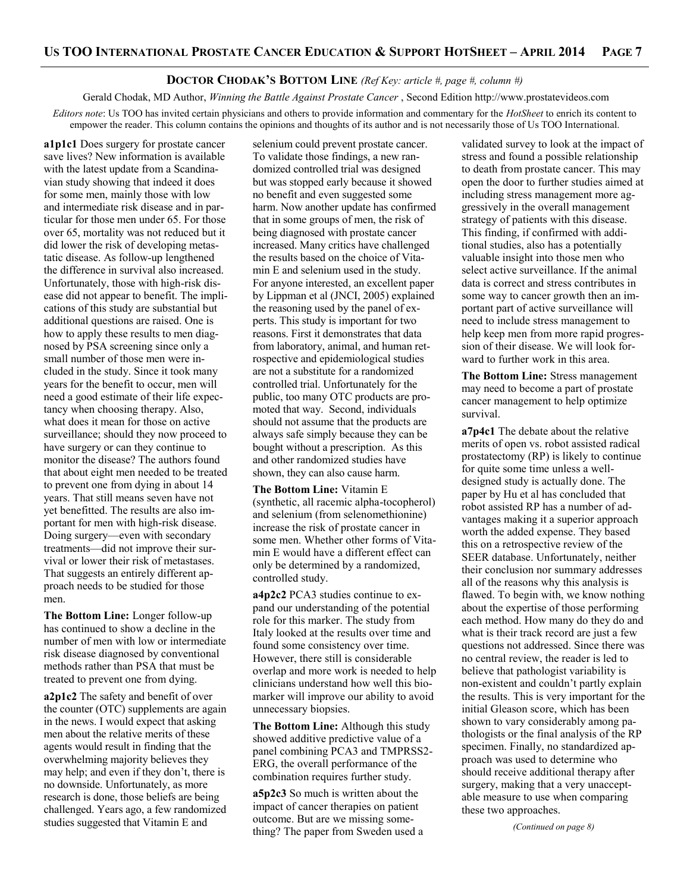## DOCTOR CHODAK'S BOTTOM LINE *(Ref Key: article #, page #, column #)*

Gerald Chodak, MD Author, *Winning the Battle Against Prostate Cancer* , Second Edition http://www.prostatevideos.com

*Editors note*: Us TOO has invited certain physicians and others to provide information and commentary for the *HotSheet* to enrich its content to empower the reader. This column contains the opinions and thoughts of its author and is not necessarily those of Us TOO International.

**a1p1c1** Does surgery for prostate cancer save lives? New information is available with the latest update from a Scandinavian study showing that indeed it does for some men, mainly those with low and intermediate risk disease and in particular for those men under 65. For those over 65, mortality was not reduced but it did lower the risk of developing metastatic disease. As follow-up lengthened the difference in survival also increased. Unfortunately, those with high-risk disease did not appear to benefit. The implications of this study are substantial but additional questions are raised. One is how to apply these results to men diagnosed by PSA screening since only a small number of those men were included in the study. Since it took many years for the benefit to occur, men will need a good estimate of their life expectancy when choosing therapy. Also, what does it mean for those on active surveillance; should they now proceed to have surgery or can they continue to monitor the disease? The authors found that about eight men needed to be treated to prevent one from dying in about 14 years. That still means seven have not yet benefitted. The results are also important for men with high-risk disease. Doing surgery—even with secondary treatments—did not improve their survival or lower their risk of metastases. That suggests an entirely different approach needs to be studied for those men.

**The Bottom Line:** Longer follow-up has continued to show a decline in the number of men with low or intermediate risk disease diagnosed by conventional methods rather than PSA that must be treated to prevent one from dying.

**a2p1c2** The safety and benefit of over the counter (OTC) supplements are again in the news. I would expect that asking men about the relative merits of these agents would result in finding that the overwhelming majority believes they may help; and even if they don't, there is no downside. Unfortunately, as more research is done, those beliefs are being challenged. Years ago, a few randomized studies suggested that Vitamin E and selenium could prevent prostate cancer. To validate those findings, a new randomized controlled trial was designed but was stopped early because it showed no benefit and even suggested some harm. Now another update has confirmed that in some groups of men, the risk of being diagnosed with prostate cancer increased. Many critics have challenged the results based on the choice of Vitamin E and selenium used in the study. For anyone interested, an excellent paper by Lippman et al (JNCI, 2005) explained the reasoning used by the panel of experts. This study is important for two reasons. First it demonstrates that data from laboratory, animal, and human retrospective and epidemiological studies are not a substitute for a randomized controlled trial. Unfortunately for the public, too many OTC products are promoted that way. Second, individuals should not assume that the products are always safe simply because they can be bought without a prescription. As this and other randomized studies have shown, they can also cause harm.

**The Bottom Line:** Vitamin E (synthetic, all racemic alpha-tocopherol) and selenium (from selenomethionine) increase the risk of prostate cancer in some men. Whether other forms of Vitamin E would have a different effect can only be determined by a randomized, controlled study.

**a4p2c2** PCA3 studies continue to expand our understanding of the potential role for this marker. The study from Italy looked at the results over time and found some consistency over time. However, there still is considerable overlap and more work is needed to help clinicians understand how well this biomarker will improve our ability to avoid unnecessary biopsies.

**The Bottom Line:** Although this study showed additive predictive value of a panel combining PCA3 and TMPRSS2-ERG, the overall performance of the combination requires further study.

**a5p2c3** So much is written about the impact of cancer therapies on patient outcome. But are we missing something? The paper from Sweden used a validated survey to look at the impact of stress and found a possible relationship to death from prostate cancer. This may open the door to further studies aimed at including stress management more aggressively in the overall management strategy of patients with this disease. This finding, if confirmed with additional studies, also has a potentially valuable insight into those men who select active surveillance. If the animal data is correct and stress contributes in some way to cancer growth then an important part of active surveillance will need to include stress management to help keep men from more rapid progression of their disease. We will look forward to further work in this area.

**The Bottom Line:** Stress management may need to become a part of prostate cancer management to help optimize survival.

**a7p4c1** The debate about the relative merits of open vs. robot assisted radical prostatectomy (RP) is likely to continue for quite some time unless a well-designed study is actually done. The paper by Hu et al has concluded that robot assisted RP has a number of advantages making it a superior approach worth the added expense. They based this on a retrospective review of the SEER database. Unfortunately, neither their conclusion nor summary addresses all of the reasons why this analysis is flawed. To begin with, we know nothing about the expertise of those performing each method. How many do they do and what is their track record are just a few questions not addressed. Since there was no central review, the reader is led to believe that pathologist variability is non-existent and couldn't partly explain the results. This is very important for the initial Gleason score, which has been shown to vary considerably among pathologists or the final analysis of the RP specimen. Finally, no standardized approach was used to determine who should receive additional therapy after surgery, making that a very unacceptable measure to use when comparing these two approaches.

*(Continued on page 8)*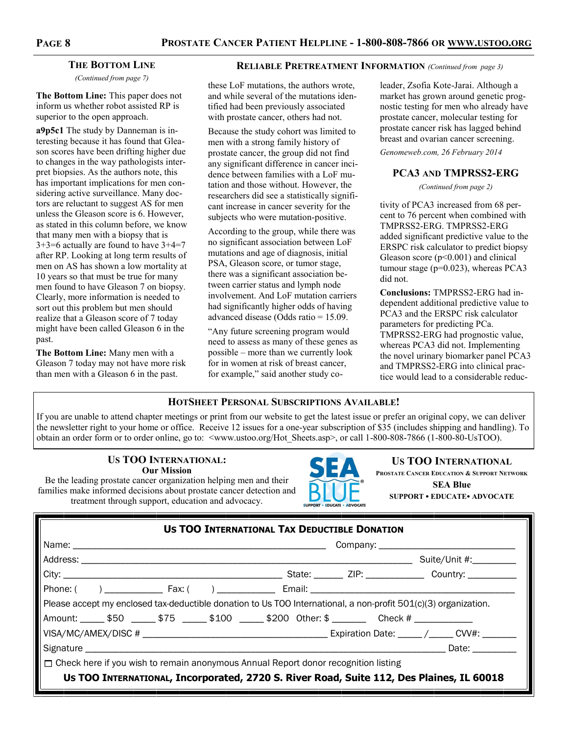### THE BOTTOM LINE

*(Continued from page 7)*

**The Bottom Line:** This paper does not inform us whether robot assisted RP is superior to the open approach.

**a9p5c1** The study by Danneman is interesting because it has found that Gleason scores have been drifting higher due to changes in the way pathologists interpret biopsies. As the authors note, this has important implications for men considering active surveillance. Many doctors are reluctant to suggest AS for men unless the Gleason score is 6. However, as stated in this column before, we know that many men with a biopsy that is 3+3=6 actually are found to have 3+4=7 after RP. Looking at long term results of men on AS has shown a low mortality at 10 years so that must be true for many men found to have Gleason 7 on biopsy. Clearly, more information is needed to sort out this problem but men should realize that a Gleason score of 7 today might have been called Gleason 6 in the past.

**The Bottom Line:** Many men with a Gleason 7 today may not have more risk than men with a Gleason 6 in the past.

### RELIABLE PRETREATMENT INFORMATION *(Continued from page 3)*

these LoF mutations, the authors wrote, and while several of the mutations identified had been previously associated with prostate cancer, others had not.

Because the study cohort was limited to men with a strong family history of prostate cancer, the group did not find any significant difference in cancer incidence between families with a LoF mutation and those without. However, the researchers did see a statistically significant increase in cancer severity for the subjects who were mutation-positive.

According to the group, while there was no significant association between LoF mutations and age of diagnosis, initial PSA, Gleason score, or tumor stage, there was a significant association between carrier status and lymph node involvement. And LoF mutation carriers had significantly higher odds of having advanced disease (Odds ratio = 15.09.

"Any future screening program would need to assess as many of these genes as possible – more than we currently look for in women at risk of breast cancer, for example," said another study co-leader, Zsofia Kote-Jarai. Although a market has grown around genetic prognostic testing for men who already have prostate cancer, molecular testing for prostate cancer risk has lagged behind breast and ovarian cancer screening.

*Genomeweb.com, 26 February 2014*

### PCA3 AND TMPRSS2-ERG

*(Continued from page 2)*

tivity of PCA3 increased from 68 percent to 76 percent when combined with TMPRSS2-ERG. TMPRSS2-ERG added significant predictive value to the ERSPC risk calculator to predict biopsy Gleason score ($p<0.001$) and clinical tumour stage ($p=0.023$), whereas PCA3 did not.

**Conclusions:** TMPRSS2-ERG had independent additional predictive value to PCA3 and the ERSPC risk calculator parameters for predicting PCa. TMPRSS2-ERG had prognostic value, whereas PCA3 did not. Implementing the novel urinary biomarker panel PCA3 and TMPRSS2-ERG into clinical practice would lead to a considerable reduc-

### HOTSHEET PERSONAL SUBSCRIPTIONS AVAILABLE!

If you are unable to attend chapter meetings or print from our website to get the latest issue or prefer an original copy, we can deliver the newsletter right to your home or office. Receive 12 issues for a one-year subscription of $35 (includes shipping and handling). To obtain an order form or to order online, go to: <www.ustoo.org/Hot_Sheets.asp>, or call 1-800-808-7866 (1-800-80-UsTOO).

**US TOO INTERNATIONAL:**
**Our Mission**
Be the leading prostate cancer organization helping men and their families make informed decisions about prostate cancer detection and treatment through support, education and advocacy.

SEA BLUE®
SUPPORT • EDUCATE • ADVOCATE

**US TOO INTERNATIONAL**
**PROSTATE CANCER EDUCATION & SUPPORT NETWORK**
**SEA Blue**
**SUPPORT • EDUCATE• ADVOCATE**

### US TOO INTERNATIONAL TAX DEDUCTIBLE DONATION

Name: ______________________________ Company: ______________________

Address: ______________________________ Suite/Unit #:__________

City: ______________________ State: ______ ZIP: ____________ Country: __________

Phone: ( ) ____________ Fax: ( ) ____________ Email: ______________________

Please accept my enclosed tax-deductible donation to Us TOO International, a non-profit 501(c)(3) organization.

Amount: _____ $50 _____ $75 _____ $100 _____ $200 Other: $ _______ Check # ____________

VISA/MC/AMEX/DISC # ______________________ Expiration Date: _____ /_____ CVV#: _______

Signature ______________________________________________ Date: _________

☐ Check here if you wish to remain anonymous Annual Report donor recognition listing

**US TOO INTERNATIONAL, Incorporated, 2720 S. River Road, Suite 112, Des Plaines, IL 60018**